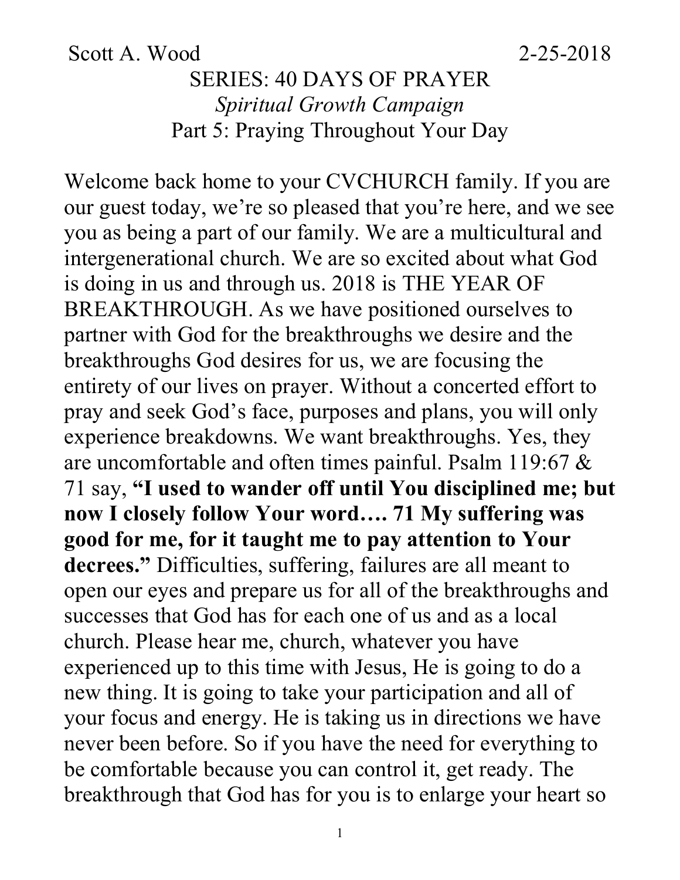Scott A. Wood 2-25-2018

# SERIES: 40 DAYS OF PRAYER

## *Spiritual Growth Campaign*

## Part 5: Praying Throughout Your Day

Welcome back home to your CVCHURCH family. If you are our guest today, we're so pleased that you're here, and we see you as being a part of our family. We are a multicultural and intergenerational church. We are so excited about what God is doing in us and through us. 2018 is THE YEAR OF BREAKTHROUGH. As we have positioned ourselves to partner with God for the breakthroughs we desire and the breakthroughs God desires for us, we are focusing the entirety of our lives on prayer. Without a concerted effort to pray and seek God's face, purposes and plans, you will only experience breakdowns. We want breakthroughs. Yes, they are uncomfortable and often times painful. Psalm 119:67 & 71 say, **"I used to wander off until You disciplined me; but now I closely follow Your word…. 71 My suffering was good for me, for it taught me to pay attention to Your decrees."** Difficulties, suffering, failures are all meant to open our eyes and prepare us for all of the breakthroughs and successes that God has for each one of us and as a local church. Please hear me, church, whatever you have experienced up to this time with Jesus, He is going to do a new thing. It is going to take your participation and all of your focus and energy. He is taking us in directions we have never been before. So if you have the need for everything to be comfortable because you can control it, get ready. The breakthrough that God has for you is to enlarge your heart so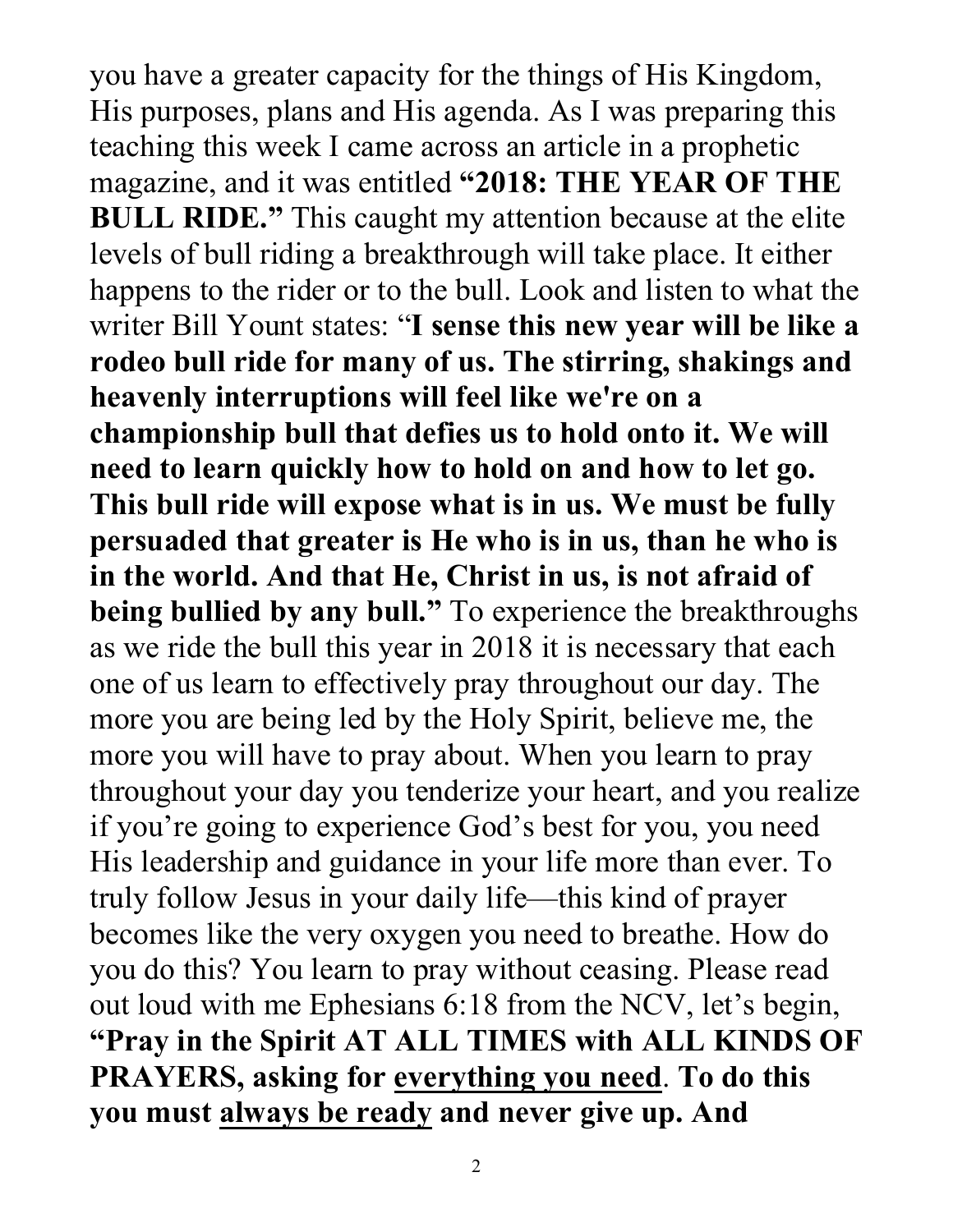you have a greater capacity for the things of His Kingdom, His purposes, plans and His agenda. As I was preparing this teaching this week I came across an article in a prophetic magazine, and it was entitled **"2018: THE YEAR OF THE BULL RIDE."** This caught my attention because at the elite levels of bull riding a breakthrough will take place. It either happens to the rider or to the bull. Look and listen to what the writer Bill Yount states: "**I sense this new year will be like a rodeo bull ride for many of us. The stirring, shakings and heavenly interruptions will feel like we're on a championship bull that defies us to hold onto it. We will need to learn quickly how to hold on and how to let go. This bull ride will expose what is in us. We must be fully persuaded that greater is He who is in us, than he who is in the world. And that He, Christ in us, is not afraid of being bullied by any bull."** To experience the breakthroughs as we ride the bull this year in 2018 it is necessary that each one of us learn to effectively pray throughout our day. The more you are being led by the Holy Spirit, believe me, the more you will have to pray about. When you learn to pray throughout your day you tenderize your heart, and you realize if you're going to experience God's best for you, you need His leadership and guidance in your life more than ever. To truly follow Jesus in your daily life—this kind of prayer becomes like the very oxygen you need to breathe. How do you do this? You learn to pray without ceasing. Please read out loud with me Ephesians 6:18 from the NCV, let's begin, **"Pray in the Spirit AT ALL TIMES with ALL KINDS OF PRAYERS, asking for <u>everything you need</u>. To do this you must <u>always be ready</u> and never give up. And**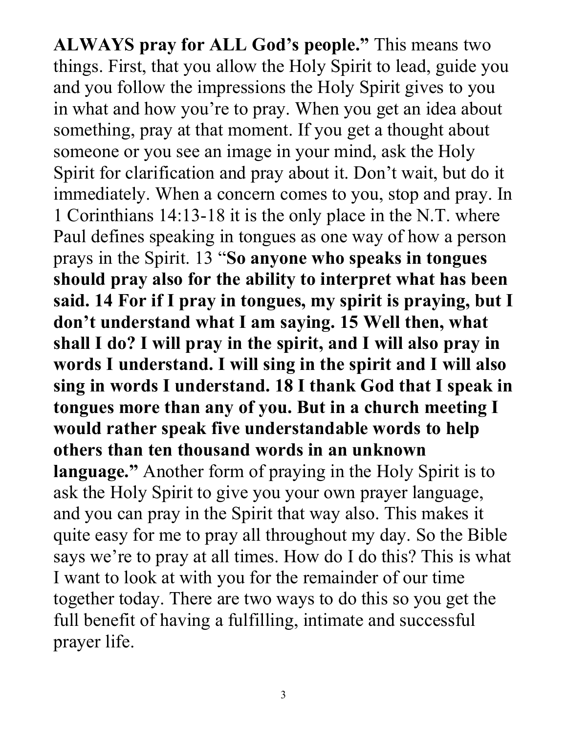**ALWAYS pray for ALL God's people."** This means two things. First, that you allow the Holy Spirit to lead, guide you and you follow the impressions the Holy Spirit gives to you in what and how you're to pray. When you get an idea about something, pray at that moment. If you get a thought about someone or you see an image in your mind, ask the Holy Spirit for clarification and pray about it. Don't wait, but do it immediately. When a concern comes to you, stop and pray. In 1 Corinthians 14:13-18 it is the only place in the N.T. where Paul defines speaking in tongues as one way of how a person prays in the Spirit. 13 "**So anyone who speaks in tongues should pray also for the ability to interpret what has been said. 14 For if I pray in tongues, my spirit is praying, but I don't understand what I am saying. 15 Well then, what shall I do? I will pray in the spirit, and I will also pray in words I understand. I will sing in the spirit and I will also sing in words I understand. 18 I thank God that I speak in tongues more than any of you. But in a church meeting I would rather speak five understandable words to help others than ten thousand words in an unknown language."** Another form of praying in the Holy Spirit is to ask the Holy Spirit to give you your own prayer language, and you can pray in the Spirit that way also. This makes it quite easy for me to pray all throughout my day. So the Bible says we're to pray at all times. How do I do this? This is what I want to look at with you for the remainder of our time together today. There are two ways to do this so you get the full benefit of having a fulfilling, intimate and successful prayer life.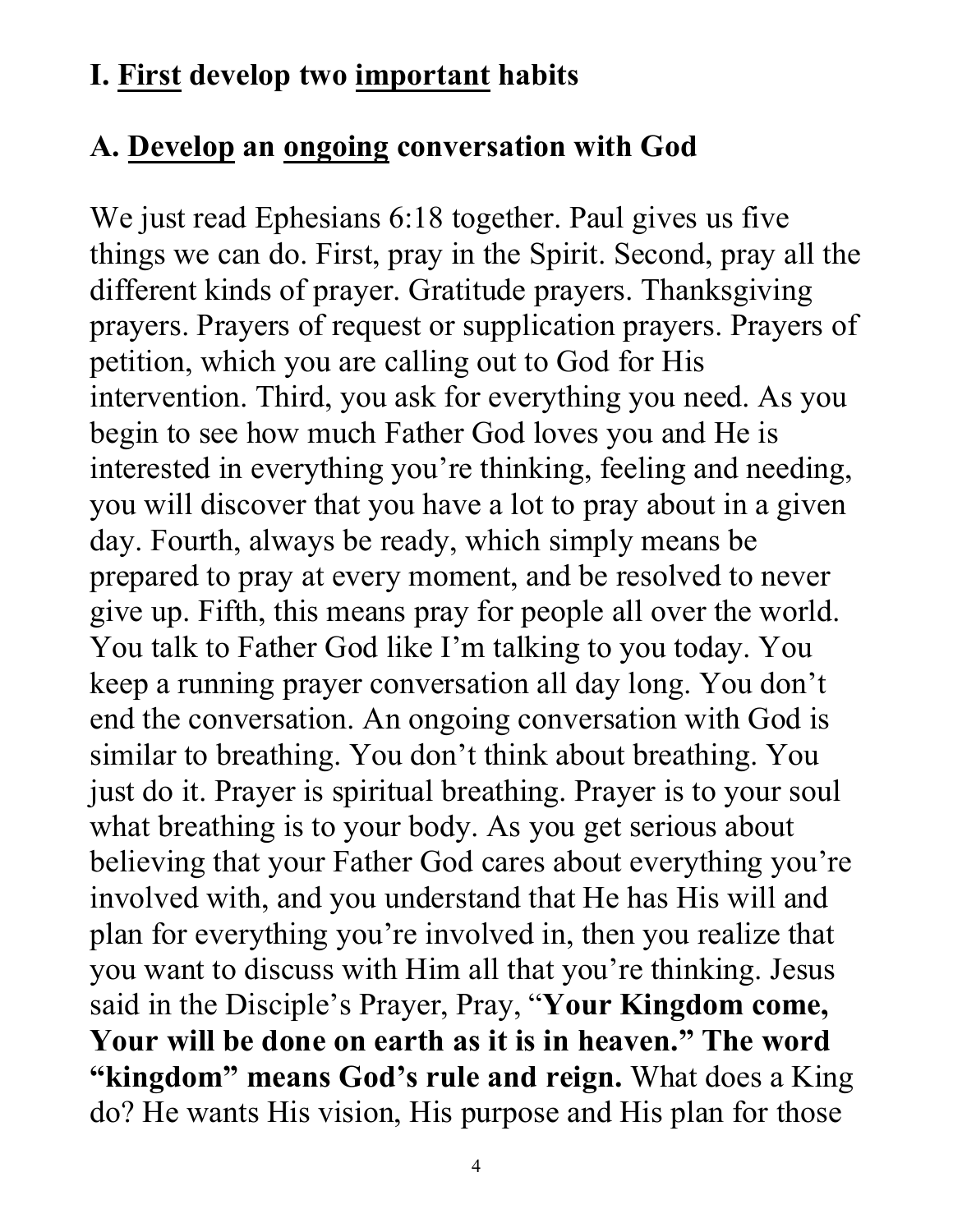## I. <u>First</u> develop two <u>important</u> habits

### A. <u>Develop</u> an <u>ongoing</u> conversation with God

We just read Ephesians 6:18 together. Paul gives us five things we can do. First, pray in the Spirit. Second, pray all the different kinds of prayer. Gratitude prayers. Thanksgiving prayers. Prayers of request or supplication prayers. Prayers of petition, which you are calling out to God for His intervention. Third, you ask for everything you need. As you begin to see how much Father God loves you and He is interested in everything you're thinking, feeling and needing, you will discover that you have a lot to pray about in a given day. Fourth, always be ready, which simply means be prepared to pray at every moment, and be resolved to never give up. Fifth, this means pray for people all over the world. You talk to Father God like I'm talking to you today. You keep a running prayer conversation all day long. You don't end the conversation. An ongoing conversation with God is similar to breathing. You don't think about breathing. You just do it. Prayer is spiritual breathing. Prayer is to your soul what breathing is to your body. As you get serious about believing that your Father God cares about everything you're involved with, and you understand that He has His will and plan for everything you're involved in, then you realize that you want to discuss with Him all that you're thinking. Jesus said in the Disciple's Prayer, Pray, "**Your Kingdom come, Your will be done on earth as it is in heaven." The word "kingdom" means God's rule and reign.** What does a King do? He wants His vision, His purpose and His plan for those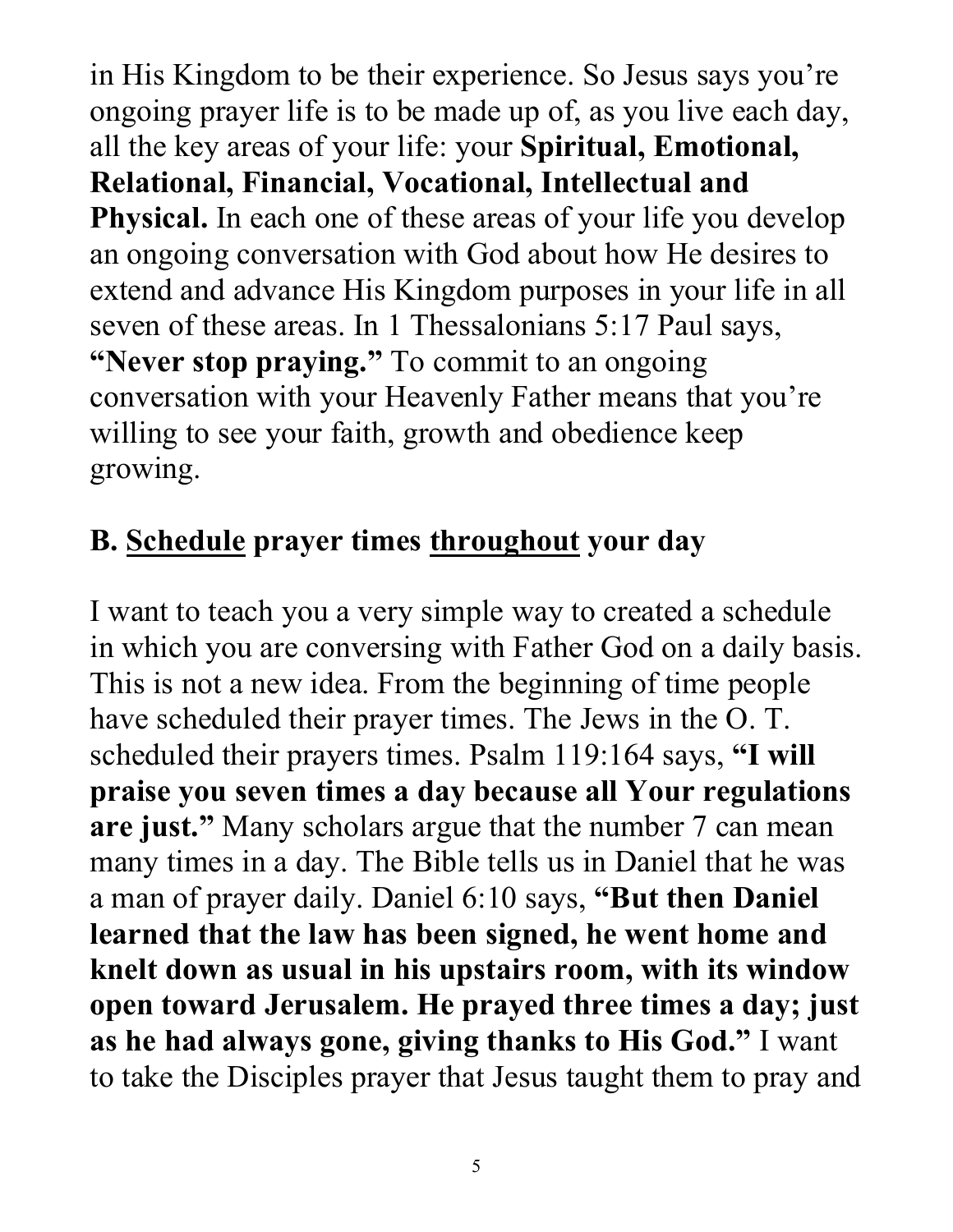in His Kingdom to be their experience. So Jesus says you're ongoing prayer life is to be made up of, as you live each day, all the key areas of your life: your **Spiritual, Emotional, Relational, Financial, Vocational, Intellectual and Physical.** In each one of these areas of your life you develop an ongoing conversation with God about how He desires to extend and advance His Kingdom purposes in your life in all seven of these areas. In 1 Thessalonians 5:17 Paul says, **"Never stop praying."** To commit to an ongoing conversation with your Heavenly Father means that you're willing to see your faith, growth and obedience keep growing.

### B. <u>Schedule</u> prayer times <u>throughout</u> your day

I want to teach you a very simple way to created a schedule in which you are conversing with Father God on a daily basis. This is not a new idea. From the beginning of time people have scheduled their prayer times. The Jews in the O. T. scheduled their prayers times. Psalm 119:164 says, **"I will praise you seven times a day because all Your regulations are just."** Many scholars argue that the number 7 can mean many times in a day. The Bible tells us in Daniel that he was a man of prayer daily. Daniel 6:10 says, **"But then Daniel learned that the law has been signed, he went home and knelt down as usual in his upstairs room, with its window open toward Jerusalem. He prayed three times a day; just as he had always gone, giving thanks to His God."** I want to take the Disciples prayer that Jesus taught them to pray and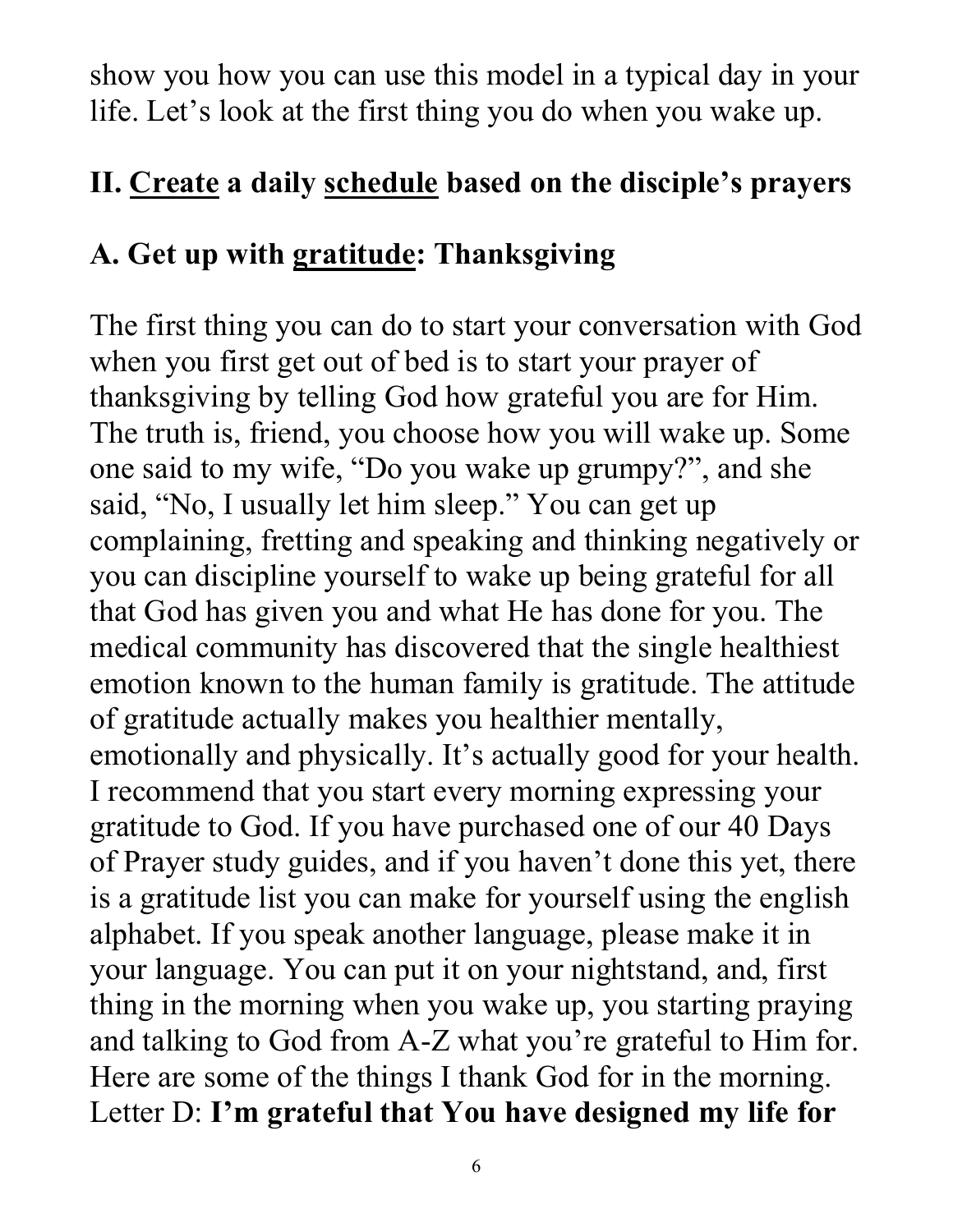show you how you can use this model in a typical day in your life. Let's look at the first thing you do when you wake up.

## II. <u>Create</u> a daily <u>schedule</u> based on the disciple's prayers

### A. Get up with <u>gratitude</u>: Thanksgiving

The first thing you can do to start your conversation with God when you first get out of bed is to start your prayer of thanksgiving by telling God how grateful you are for Him. The truth is, friend, you choose how you will wake up. Some one said to my wife, "Do you wake up grumpy?", and she said, "No, I usually let him sleep." You can get up complaining, fretting and speaking and thinking negatively or you can discipline yourself to wake up being grateful for all that God has given you and what He has done for you. The medical community has discovered that the single healthiest emotion known to the human family is gratitude. The attitude of gratitude actually makes you healthier mentally, emotionally and physically. It's actually good for your health. I recommend that you start every morning expressing your gratitude to God. If you have purchased one of our 40 Days of Prayer study guides, and if you haven't done this yet, there is a gratitude list you can make for yourself using the english alphabet. If you speak another language, please make it in your language. You can put it on your nightstand, and, first thing in the morning when you wake up, you starting praying and talking to God from A-Z what you're grateful to Him for. Here are some of the things I thank God for in the morning. Letter D: **I'm grateful that You have designed my life for**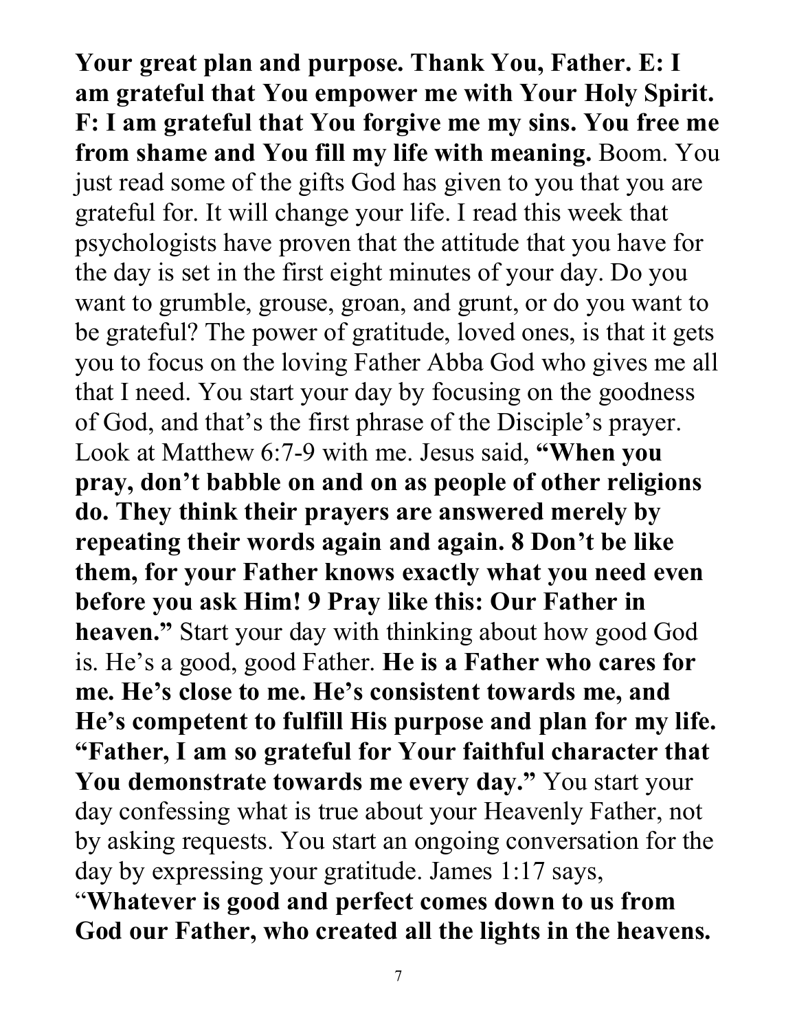**Your great plan and purpose. Thank You, Father. E: I am grateful that You empower me with Your Holy Spirit. F: I am grateful that You forgive me my sins. You free me from shame and You fill my life with meaning.** Boom. You just read some of the gifts God has given to you that you are grateful for. It will change your life. I read this week that psychologists have proven that the attitude that you have for the day is set in the first eight minutes of your day. Do you want to grumble, grouse, groan, and grunt, or do you want to be grateful? The power of gratitude, loved ones, is that it gets you to focus on the loving Father Abba God who gives me all that I need. You start your day by focusing on the goodness of God, and that's the first phrase of the Disciple's prayer. Look at Matthew 6:7-9 with me. Jesus said, **"When you pray, don't babble on and on as people of other religions do. They think their prayers are answered merely by repeating their words again and again. 8 Don't be like them, for your Father knows exactly what you need even before you ask Him! 9 Pray like this: Our Father in heaven."** Start your day with thinking about how good God is. He's a good, good Father. **He is a Father who cares for me. He's close to me. He's consistent towards me, and He's competent to fulfill His purpose and plan for my life. "Father, I am so grateful for Your faithful character that You demonstrate towards me every day."** You start your day confessing what is true about your Heavenly Father, not by asking requests. You start an ongoing conversation for the day by expressing your gratitude. James 1:17 says, "**Whatever is good and perfect comes down to us from God our Father, who created all the lights in the heavens.**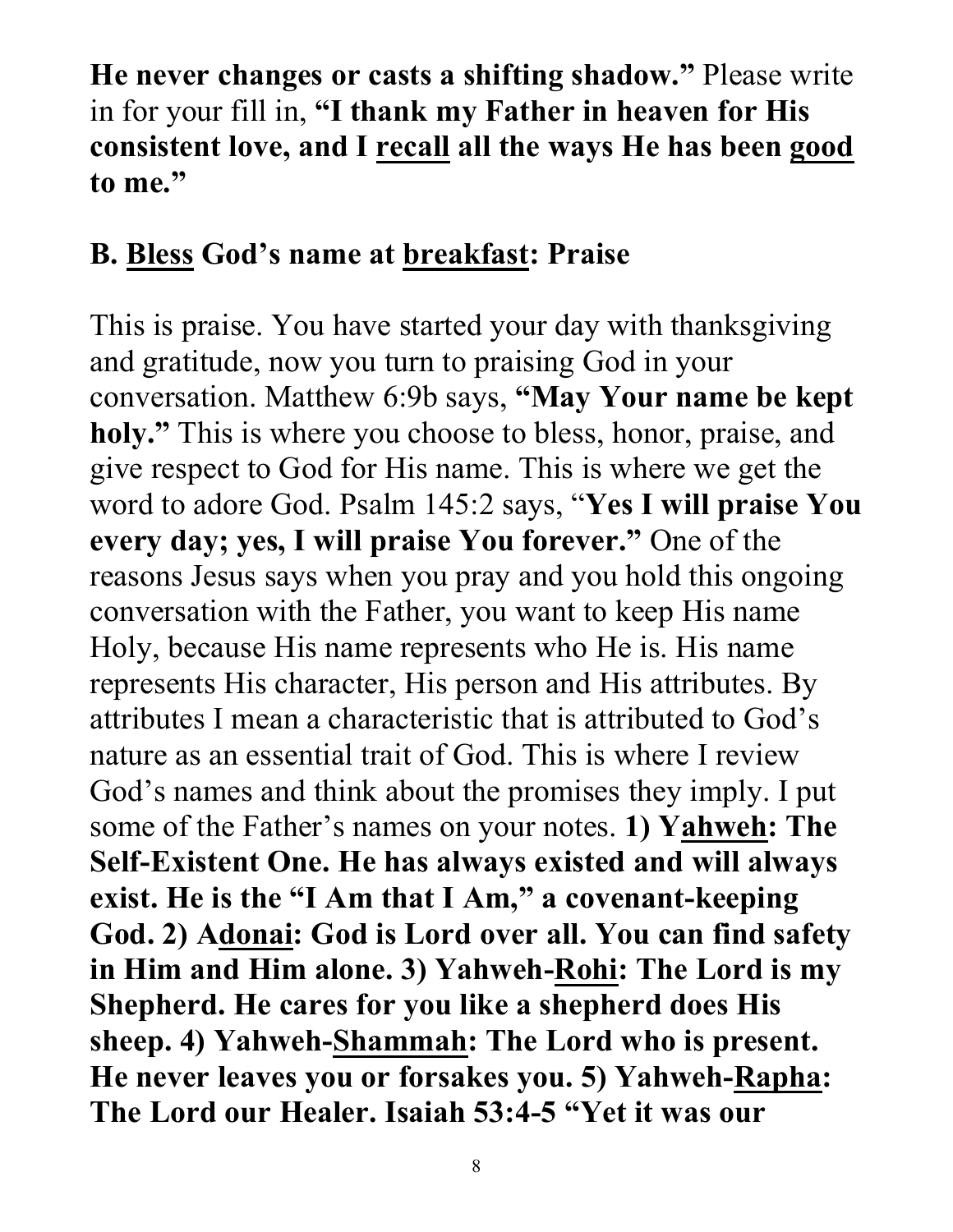**He never changes or casts a shifting shadow."** Please write in for your fill in, **"I thank my Father in heaven for His consistent love, and I <u>recall</u> all the ways He has been <u>good</u> to me."**

## B. <u>Bless</u> God's name at <u>breakfast</u>: Praise

This is praise. You have started your day with thanksgiving and gratitude, now you turn to praising God in your conversation. Matthew 6:9b says, **"May Your name be kept holy."** This is where you choose to bless, honor, praise, and give respect to God for His name. This is where we get the word to adore God. Psalm 145:2 says, "**Yes I will praise You every day; yes, I will praise You forever."** One of the reasons Jesus says when you pray and you hold this ongoing conversation with the Father, you want to keep His name Holy, because His name represents who He is. His name represents His character, His person and His attributes. By attributes I mean a characteristic that is attributed to God's nature as an essential trait of God. This is where I review God's names and think about the promises they imply. I put some of the Father's names on your notes. **1) Y<u>ahweh</u>: The Self-Existent One. He has always existed and will always exist. He is the "I Am that I Am," a covenant-keeping God. 2) A<u>donai</u>: God is Lord over all. You can find safety in Him and Him alone. 3) Yahweh-<u>Rohi</u>: The Lord is my Shepherd. He cares for you like a shepherd does His sheep. 4) Yahweh-<u>Shammah</u>: The Lord who is present. He never leaves you or forsakes you. 5) Yahweh-<u>Rapha</u>: The Lord our Healer. Isaiah 53:4-5 "Yet it was our**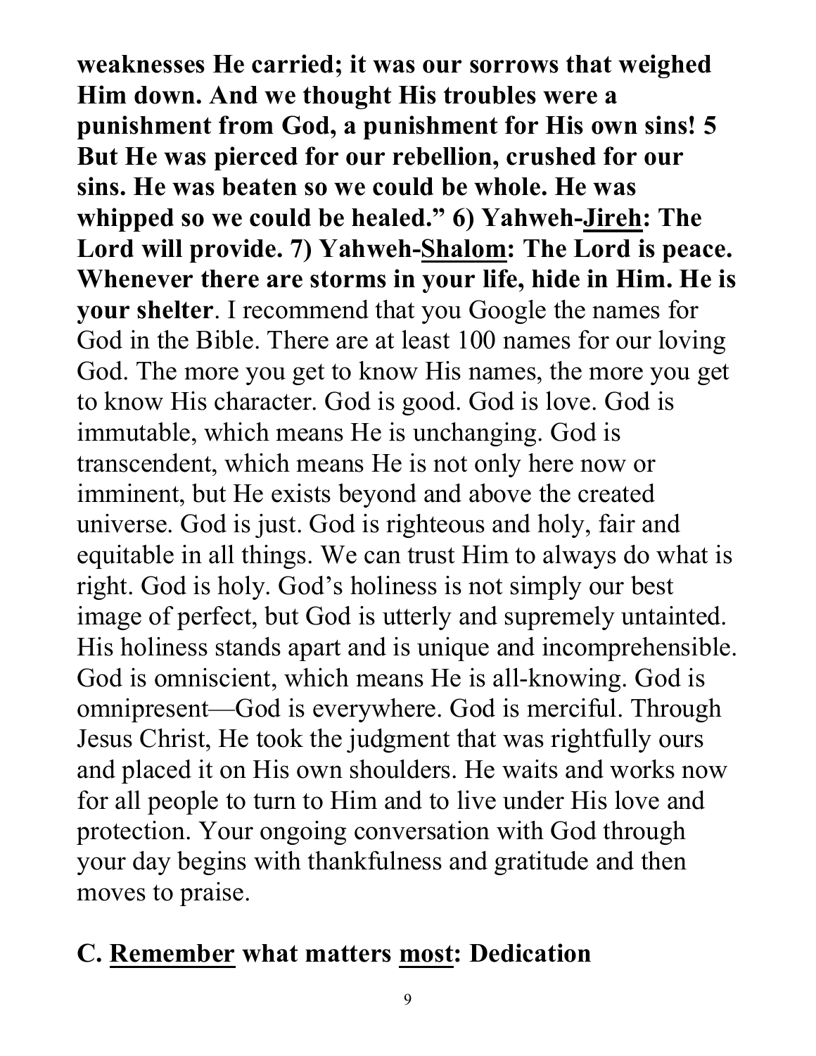**weaknesses He carried; it was our sorrows that weighed Him down. And we thought His troubles were a punishment from God, a punishment for His own sins! 5 But He was pierced for our rebellion, crushed for our sins. He was beaten so we could be whole. He was whipped so we could be healed." 6) Yahweh-<u>Jireh</u>: The Lord will provide. 7) Yahweh-<u>Shalom</u>: The Lord is peace. Whenever there are storms in your life, hide in Him. He is your shelter**. I recommend that you Google the names for God in the Bible. There are at least 100 names for our loving God. The more you get to know His names, the more you get to know His character. God is good. God is love. God is immutable, which means He is unchanging. God is transcendent, which means He is not only here now or imminent, but He exists beyond and above the created universe. God is just. God is righteous and holy, fair and equitable in all things. We can trust Him to always do what is right. God is holy. God's holiness is not simply our best image of perfect, but God is utterly and supremely untainted. His holiness stands apart and is unique and incomprehensible. God is omniscient, which means He is all-knowing. God is omnipresent—God is everywhere. God is merciful. Through Jesus Christ, He took the judgment that was rightfully ours and placed it on His own shoulders. He waits and works now for all people to turn to Him and to live under His love and protection. Your ongoing conversation with God through your day begins with thankfulness and gratitude and then moves to praise.

## C. <u>Remember</u> what matters <u>most</u>: Dedication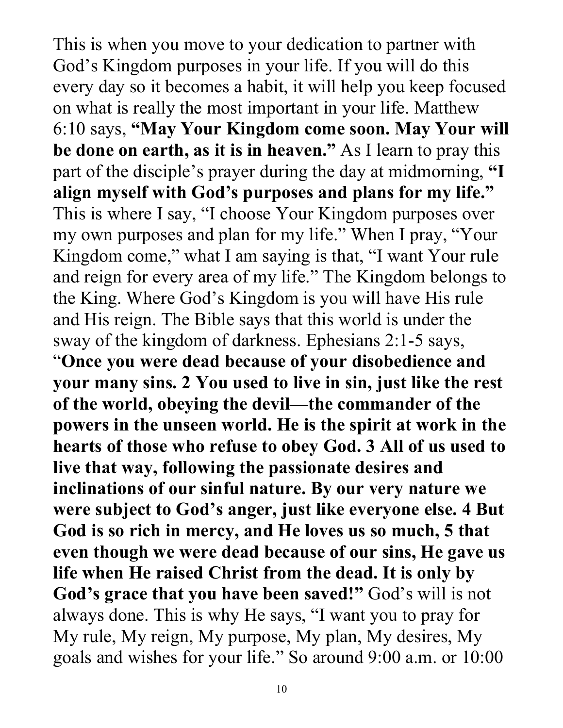This is when you move to your dedication to partner with God's Kingdom purposes in your life. If you will do this every day so it becomes a habit, it will help you keep focused on what is really the most important in your life. Matthew 6:10 says, **"May Your Kingdom come soon. May Your will be done on earth, as it is in heaven."** As I learn to pray this part of the disciple's prayer during the day at midmorning, **"I align myself with God's purposes and plans for my life."** This is where I say, "I choose Your Kingdom purposes over my own purposes and plan for my life." When I pray, "Your Kingdom come," what I am saying is that, "I want Your rule and reign for every area of my life." The Kingdom belongs to the King. Where God's Kingdom is you will have His rule and His reign. The Bible says that this world is under the sway of the kingdom of darkness. Ephesians 2:1-5 says, "**Once you were dead because of your disobedience and your many sins. 2 You used to live in sin, just like the rest of the world, obeying the devil—the commander of the powers in the unseen world. He is the spirit at work in the hearts of those who refuse to obey God. 3 All of us used to live that way, following the passionate desires and inclinations of our sinful nature. By our very nature we were subject to God's anger, just like everyone else. 4 But God is so rich in mercy, and He loves us so much, 5 that even though we were dead because of our sins, He gave us life when He raised Christ from the dead. It is only by God's grace that you have been saved!"** God's will is not always done. This is why He says, "I want you to pray for My rule, My reign, My purpose, My plan, My desires, My goals and wishes for your life." So around 9:00 a.m. or 10:00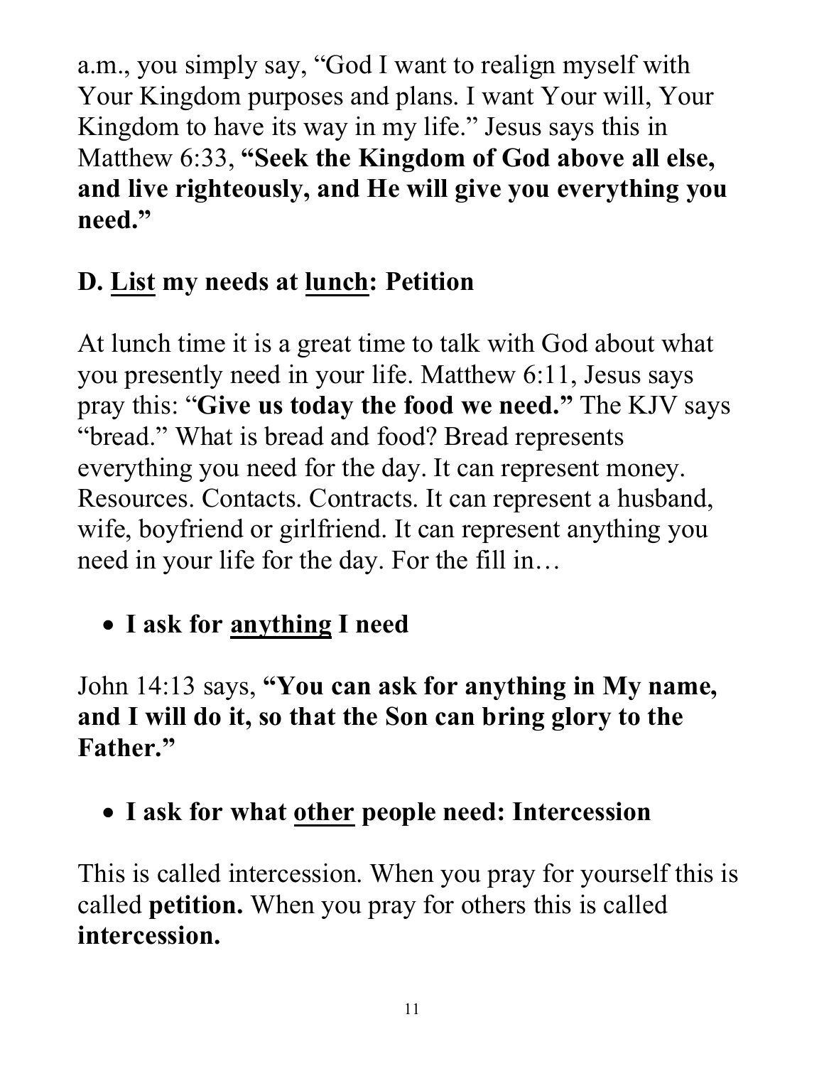a.m., you simply say, "God I want to realign myself with Your Kingdom purposes and plans. I want Your will, Your Kingdom to have its way in my life." Jesus says this in Matthew 6:33, **"Seek the Kingdom of God above all else, and live righteously, and He will give you everything you need."**

### D. <u>List</u> my needs at <u>lunch</u>: Petition

At lunch time it is a great time to talk with God about what you presently need in your life. Matthew 6:11, Jesus says pray this: "**Give us today the food we need."** The KJV says "bread." What is bread and food? Bread represents everything you need for the day. It can represent money. Resources. Contacts. Contracts. It can represent a husband, wife, boyfriend or girlfriend. It can represent anything you need in your life for the day. For the fill in…

- **I ask for <u>anything</u> I need**

John 14:13 says, **"You can ask for anything in My name, and I will do it, so that the Son can bring glory to the Father."**

- **I ask for what <u>other</u> people need: Intercession**

This is called intercession. When you pray for yourself this is called **petition.** When you pray for others this is called **intercession.**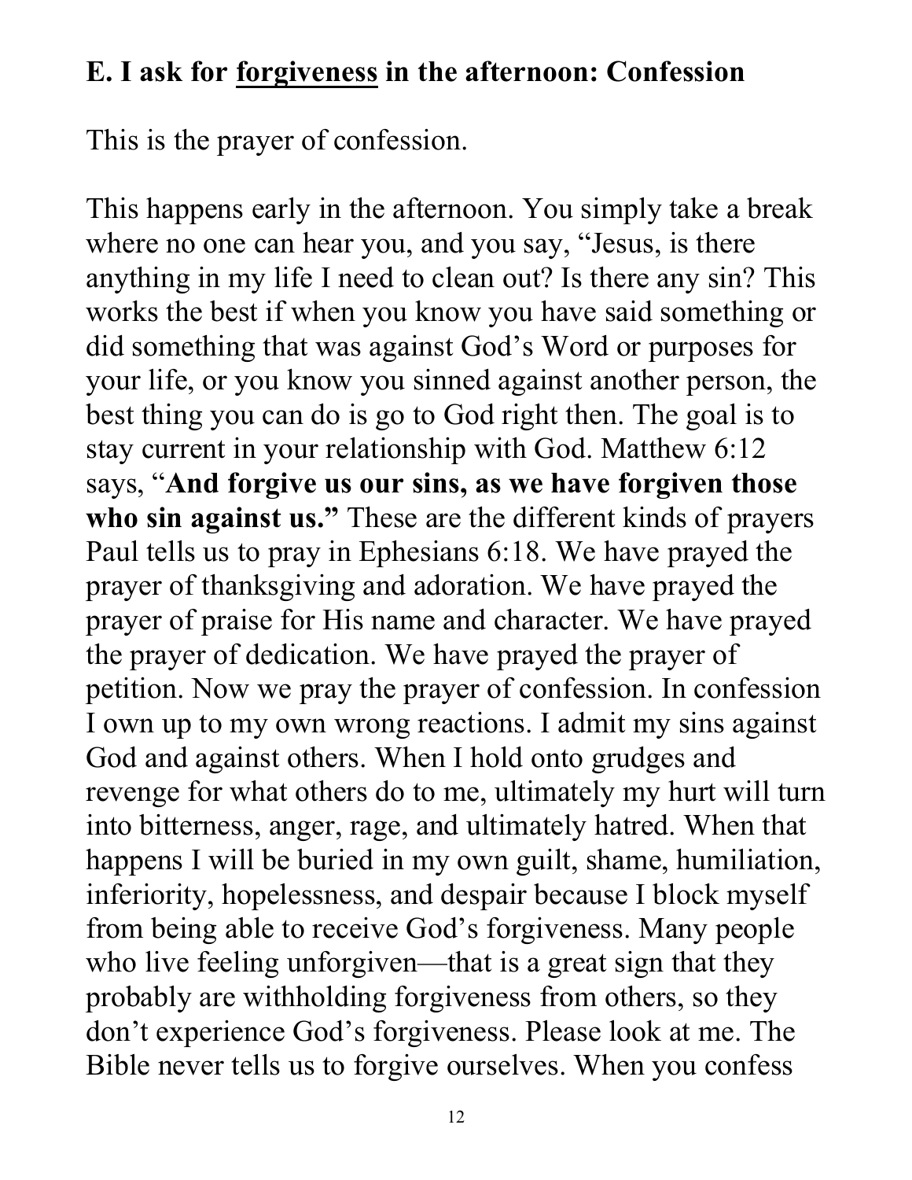## E. I ask for <u>forgiveness</u> in the afternoon: Confession

This is the prayer of confession.

This happens early in the afternoon. You simply take a break where no one can hear you, and you say, "Jesus, is there anything in my life I need to clean out? Is there any sin? This works the best if when you know you have said something or did something that was against God's Word or purposes for your life, or you know you sinned against another person, the best thing you can do is go to God right then. The goal is to stay current in your relationship with God. Matthew 6:12 says, "**And forgive us our sins, as we have forgiven those who sin against us.**" These are the different kinds of prayers Paul tells us to pray in Ephesians 6:18. We have prayed the prayer of thanksgiving and adoration. We have prayed the prayer of praise for His name and character. We have prayed the prayer of dedication. We have prayed the prayer of petition. Now we pray the prayer of confession. In confession I own up to my own wrong reactions. I admit my sins against God and against others. When I hold onto grudges and revenge for what others do to me, ultimately my hurt will turn into bitterness, anger, rage, and ultimately hatred. When that happens I will be buried in my own guilt, shame, humiliation, inferiority, hopelessness, and despair because I block myself from being able to receive God's forgiveness. Many people who live feeling unforgiven—that is a great sign that they probably are withholding forgiveness from others, so they don't experience God's forgiveness. Please look at me. The Bible never tells us to forgive ourselves. When you confess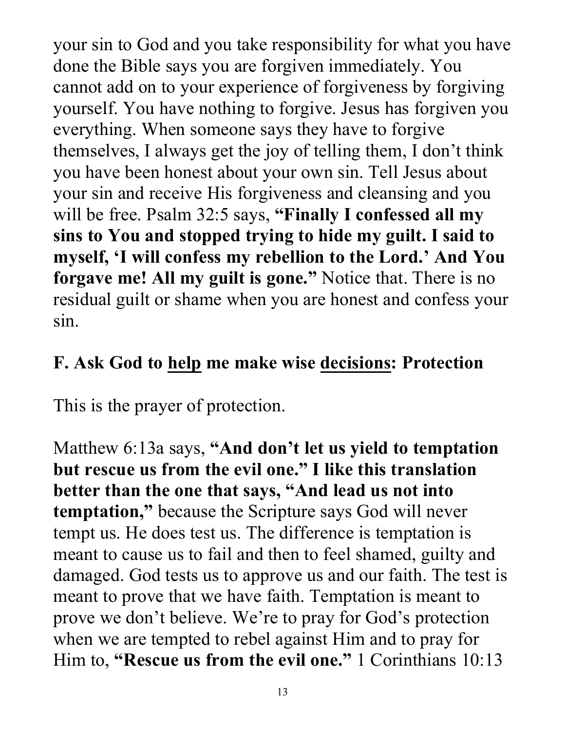your sin to God and you take responsibility for what you have done the Bible says you are forgiven immediately. You cannot add on to your experience of forgiveness by forgiving yourself. You have nothing to forgive. Jesus has forgiven you everything. When someone says they have to forgive themselves, I always get the joy of telling them, I don't think you have been honest about your own sin. Tell Jesus about your sin and receive His forgiveness and cleansing and you will be free. Psalm 32:5 says, **"Finally I confessed all my sins to You and stopped trying to hide my guilt. I said to myself, 'I will confess my rebellion to the Lord.' And You forgave me! All my guilt is gone."** Notice that. There is no residual guilt or shame when you are honest and confess your sin.

## F. Ask God to <u>help</u> me make wise <u>decisions</u>: Protection

This is the prayer of protection.

Matthew 6:13a says, **"And don't let us yield to temptation but rescue us from the evil one." I like this translation better than the one that says, "And lead us not into temptation,"** because the Scripture says God will never tempt us. He does test us. The difference is temptation is meant to cause us to fail and then to feel shamed, guilty and damaged. God tests us to approve us and our faith. The test is meant to prove that we have faith. Temptation is meant to prove we don't believe. We're to pray for God's protection when we are tempted to rebel against Him and to pray for Him to, **"Rescue us from the evil one."** 1 Corinthians 10:13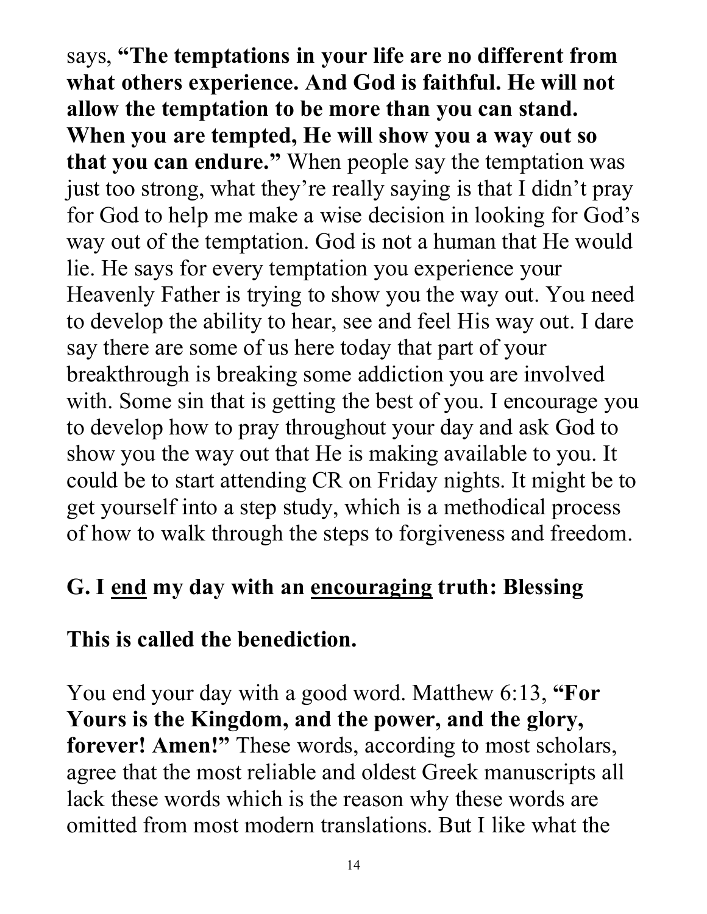says, **"The temptations in your life are no different from what others experience. And God is faithful. He will not allow the temptation to be more than you can stand. When you are tempted, He will show you a way out so that you can endure."** When people say the temptation was just too strong, what they're really saying is that I didn't pray for God to help me make a wise decision in looking for God's way out of the temptation. God is not a human that He would lie. He says for every temptation you experience your Heavenly Father is trying to show you the way out. You need to develop the ability to hear, see and feel His way out. I dare say there are some of us here today that part of your breakthrough is breaking some addiction you are involved with. Some sin that is getting the best of you. I encourage you to develop how to pray throughout your day and ask God to show you the way out that He is making available to you. It could be to start attending CR on Friday nights. It might be to get yourself into a step study, which is a methodical process of how to walk through the steps to forgiveness and freedom.

## G. I <u>end</u> my day with an <u>encouraging</u> truth: Blessing

**This is called the benediction.**

You end your day with a good word. Matthew 6:13, **"For Yours is the Kingdom, and the power, and the glory, forever! Amen!"** These words, according to most scholars, agree that the most reliable and oldest Greek manuscripts all lack these words which is the reason why these words are omitted from most modern translations. But I like what the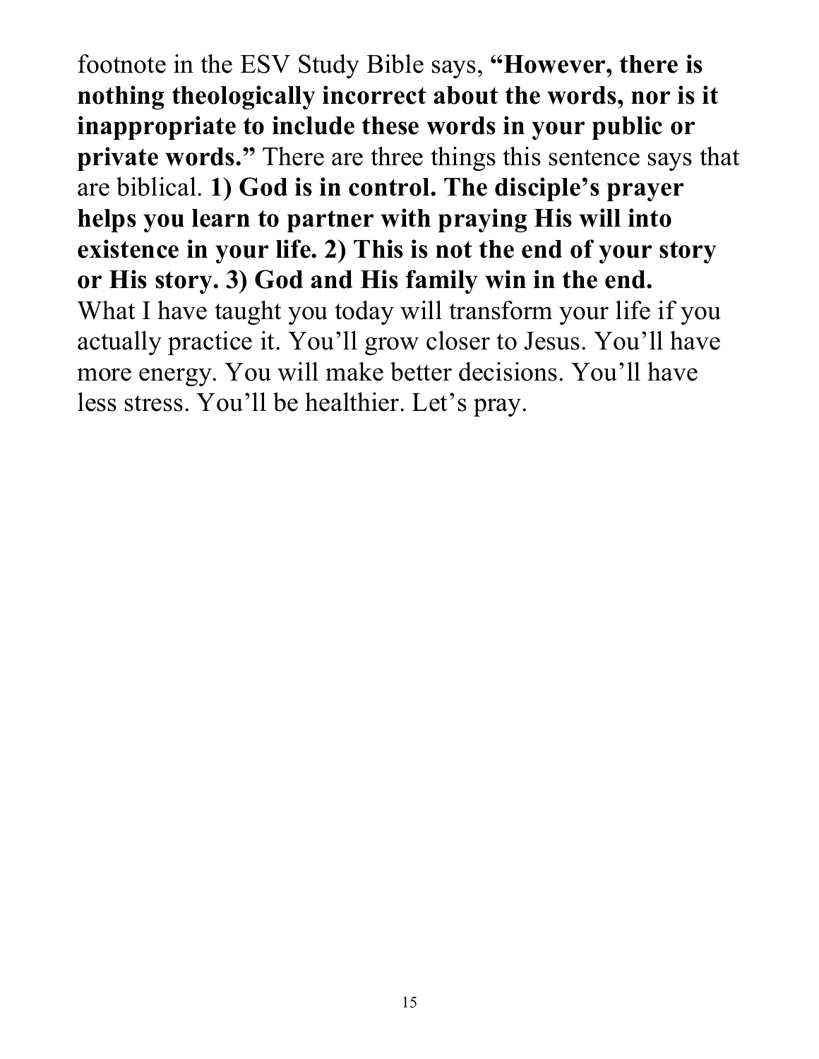footnote in the ESV Study Bible says, **"However, there is nothing theologically incorrect about the words, nor is it inappropriate to include these words in your public or private words."** There are three things this sentence says that are biblical. **1) God is in control. The disciple's prayer helps you learn to partner with praying His will into existence in your life. 2) This is not the end of your story or His story. 3) God and His family win in the end.** What I have taught you today will transform your life if you actually practice it. You'll grow closer to Jesus. You'll have more energy. You will make better decisions. You'll have less stress. You'll be healthier. Let's pray.